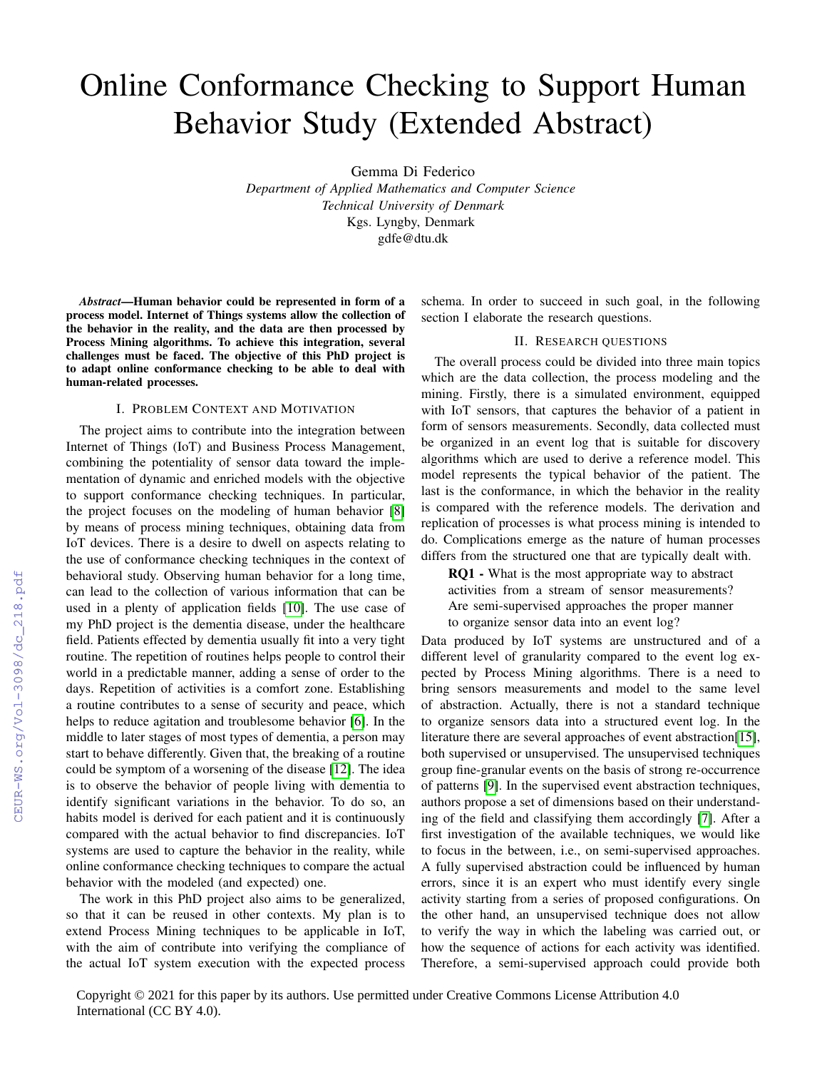# Online Conformance Checking to Support Human Behavior Study (Extended Abstract)

Gemma Di Federico
*Department of Applied Mathematics and Computer Science*
*Technical University of Denmark*
Kgs. Lyngby, Denmark
gdfe@dtu.dk

***Abstract*—Human behavior could be represented in form of a process model. Internet of Things systems allow the collection of the behavior in the reality, and the data are then processed by Process Mining algorithms. To achieve this integration, several challenges must be faced. The objective of this PhD project is to adapt online conformance checking to be able to deal with human-related processes.**

## I. Problem Context and Motivation

The project aims to contribute into the integration between Internet of Things (IoT) and Business Process Management, combining the potentiality of sensor data toward the implementation of dynamic and enriched models with the objective to support conformance checking techniques. In particular, the project focuses on the modeling of human behavior [8] by means of process mining techniques, obtaining data from IoT devices. There is a desire to dwell on aspects relating to the use of conformance checking techniques in the context of behavioral study. Observing human behavior for a long time, can lead to the collection of various information that can be used in a plenty of application fields [10]. The use case of my PhD project is the dementia disease, under the healthcare field. Patients effected by dementia usually fit into a very tight routine. The repetition of routines helps people to control their world in a predictable manner, adding a sense of order to the days. Repetition of activities is a comfort zone. Establishing a routine contributes to a sense of security and peace, which helps to reduce agitation and troublesome behavior [6]. In the middle to later stages of most types of dementia, a person may start to behave differently. Given that, the breaking of a routine could be symptom of a worsening of the disease [12]. The idea is to observe the behavior of people living with dementia to identify significant variations in the behavior. To do so, an habits model is derived for each patient and it is continuously compared with the actual behavior to find discrepancies. IoT systems are used to capture the behavior in the reality, while online conformance checking techniques to compare the actual behavior with the modeled (and expected) one.

The work in this PhD project also aims to be generalized, so that it can be reused in other contexts. My plan is to extend Process Mining techniques to be applicable in IoT, with the aim of contribute into verifying the compliance of the actual IoT system execution with the expected process schema. In order to succeed in such goal, in the following section I elaborate the research questions.

## II. Research Questions

The overall process could be divided into three main topics which are the data collection, the process modeling and the mining. Firstly, there is a simulated environment, equipped with IoT sensors, that captures the behavior of a patient in form of sensors measurements. Secondly, data collected must be organized in an event log that is suitable for discovery algorithms which are used to derive a reference model. This model represents the typical behavior of the patient. The last is the conformance, in which the behavior in the reality is compared with the reference models. The derivation and replication of processes is what process mining is intended to do. Complications emerge as the nature of human processes differs from the structured one that are typically dealt with.

> **RQ1 -** What is the most appropriate way to abstract activities from a stream of sensor measurements? Are semi-supervised approaches the proper manner to organize sensor data into an event log?

Data produced by IoT systems are unstructured and of a different level of granularity compared to the event log expected by Process Mining algorithms. There is a need to bring sensors measurements and model to the same level of abstraction. Actually, there is not a standard technique to organize sensors data into a structured event log. In the literature there are several approaches of event abstraction[15], both supervised or unsupervised. The unsupervised techniques group fine-granular events on the basis of strong re-occurrence of patterns [9]. In the supervised event abstraction techniques, authors propose a set of dimensions based on their understanding of the field and classifying them accordingly [7]. After a first investigation of the available techniques, we would like to focus in the between, i.e., on semi-supervised approaches. A fully supervised abstraction could be influenced by human errors, since it is an expert who must identify every single activity starting from a series of proposed configurations. On the other hand, an unsupervised technique does not allow to verify the way in which the labeling was carried out, or how the sequence of actions for each activity was identified. Therefore, a semi-supervised approach could provide both

Copyright © 2021 for this paper by its authors. Use permitted under Creative Commons License Attribution 4.0 International (CC BY 4.0).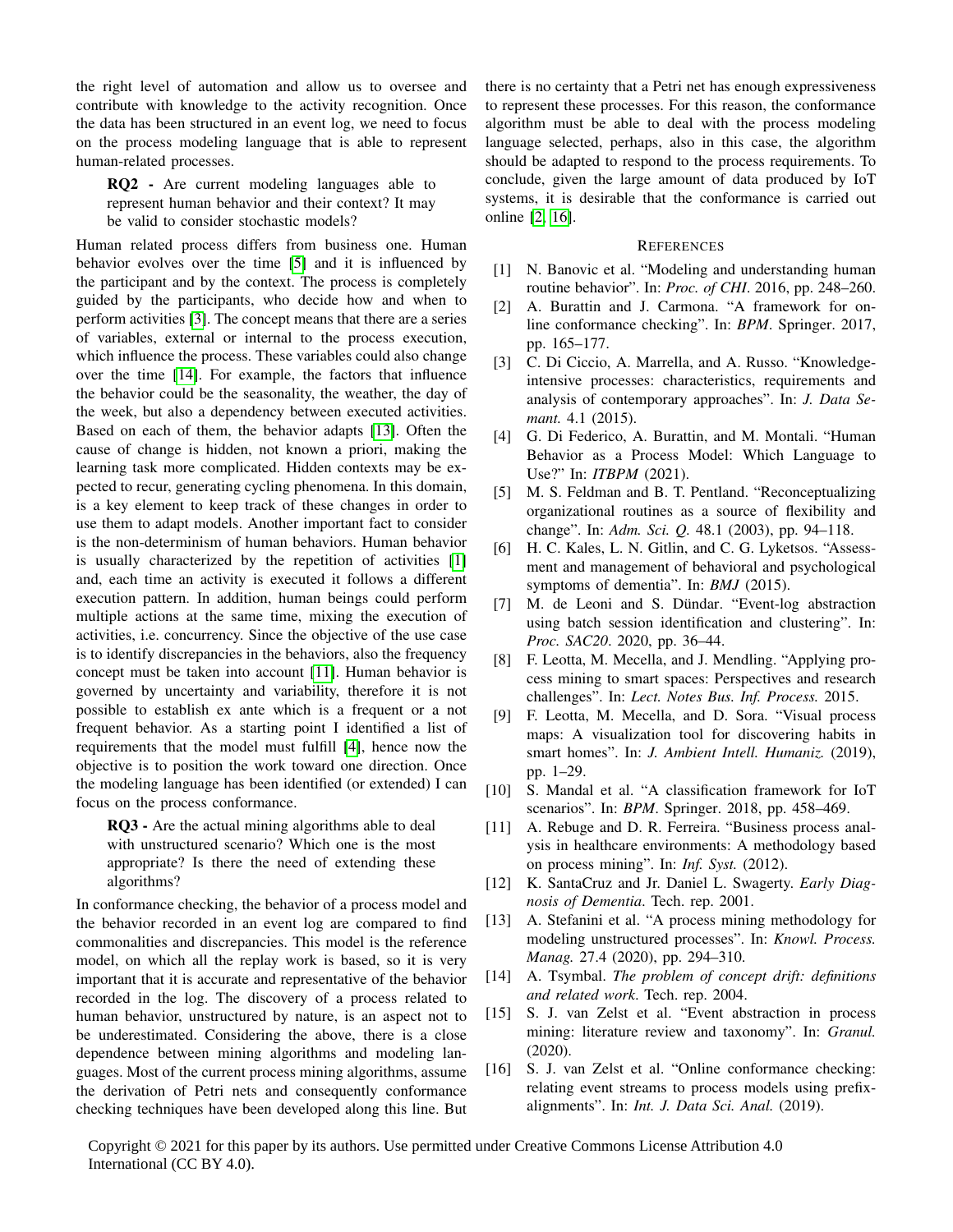the right level of automation and allow us to oversee and contribute with knowledge to the activity recognition. Once the data has been structured in an event log, we need to focus on the process modeling language that is able to represent human-related processes.

> **RQ2 -** Are current modeling languages able to represent human behavior and their context? It may be valid to consider stochastic models?

Human related process differs from business one. Human behavior evolves over the time [5] and it is influenced by the participant and by the context. The process is completely guided by the participants, who decide how and when to perform activities [3]. The concept means that there are a series of variables, external or internal to the process execution, which influence the process. These variables could also change over the time [14]. For example, the factors that influence the behavior could be the seasonality, the weather, the day of the week, but also a dependency between executed activities. Based on each of them, the behavior adapts [13]. Often the cause of change is hidden, not known a priori, making the learning task more complicated. Hidden contexts may be expected to recur, generating cycling phenomena. In this domain, is a key element to keep track of these changes in order to use them to adapt models. Another important fact to consider is the non-determinism of human behaviors. Human behavior is usually characterized by the repetition of activities [1] and, each time an activity is executed it follows a different execution pattern. In addition, human beings could perform multiple actions at the same time, mixing the execution of activities, i.e. concurrency. Since the objective of the use case is to identify discrepancies in the behaviors, also the frequency concept must be taken into account [11]. Human behavior is governed by uncertainty and variability, therefore it is not possible to establish ex ante which is a frequent or a not frequent behavior. As a starting point I identified a list of requirements that the model must fulfill [4], hence now the objective is to position the work toward one direction. Once the modeling language has been identified (or extended) I can focus on the process conformance.

> **RQ3 -** Are the actual mining algorithms able to deal with unstructured scenario? Which one is the most appropriate? Is there the need of extending these algorithms?

In conformance checking, the behavior of a process model and the behavior recorded in an event log are compared to find commonalities and discrepancies. This model is the reference model, on which all the replay work is based, so it is very important that it is accurate and representative of the behavior recorded in the log. The discovery of a process related to human behavior, unstructured by nature, is an aspect not to be underestimated. Considering the above, there is a close dependence between mining algorithms and modeling languages. Most of the current process mining algorithms, assume the derivation of Petri nets and consequently conformance checking techniques have been developed along this line. But there is no certainty that a Petri net has enough expressiveness to represent these processes. For this reason, the conformance algorithm must be able to deal with the process modeling language selected, perhaps, also in this case, the algorithm should be adapted to respond to the process requirements. To conclude, given the large amount of data produced by IoT systems, it is desirable that the conformance is carried out online [2, 16].

## References

[1] N. Banovic et al. "Modeling and understanding human routine behavior". In: *Proc. of CHI*. 2016, pp. 248–260.

[2] A. Burattin and J. Carmona. "A framework for online conformance checking". In: *BPM*. Springer. 2017, pp. 165–177.

[3] C. Di Ciccio, A. Marrella, and A. Russo. "Knowledge-intensive processes: characteristics, requirements and analysis of contemporary approaches". In: *J. Data Semant.* 4.1 (2015).

[4] G. Di Federico, A. Burattin, and M. Montali. "Human Behavior as a Process Model: Which Language to Use?" In: *ITBPM* (2021).

[5] M. S. Feldman and B. T. Pentland. "Reconceptualizing organizational routines as a source of flexibility and change". In: *Adm. Sci. Q.* 48.1 (2003), pp. 94–118.

[6] H. C. Kales, L. N. Gitlin, and C. G. Lyketsos. "Assessment and management of behavioral and psychological symptoms of dementia". In: *BMJ* (2015).

[7] M. de Leoni and S. Dündar. "Event-log abstraction using batch session identification and clustering". In: *Proc. SAC20*. 2020, pp. 36–44.

[8] F. Leotta, M. Mecella, and J. Mendling. "Applying process mining to smart spaces: Perspectives and research challenges". In: *Lect. Notes Bus. Inf. Process.* 2015.

[9] F. Leotta, M. Mecella, and D. Sora. "Visual process maps: A visualization tool for discovering habits in smart homes". In: *J. Ambient Intell. Humaniz.* (2019), pp. 1–29.

[10] S. Mandal et al. "A classification framework for IoT scenarios". In: *BPM*. Springer. 2018, pp. 458–469.

[11] A. Rebuge and D. R. Ferreira. "Business process analysis in healthcare environments: A methodology based on process mining". In: *Inf. Syst.* (2012).

[12] K. SantaCruz and Jr. Daniel L. Swagerty. *Early Diagnosis of Dementia*. Tech. rep. 2001.

[13] A. Stefanini et al. "A process mining methodology for modeling unstructured processes". In: *Knowl. Process. Manag.* 27.4 (2020), pp. 294–310.

[14] A. Tsymbal. *The problem of concept drift: definitions and related work*. Tech. rep. 2004.

[15] S. J. van Zelst et al. "Event abstraction in process mining: literature review and taxonomy". In: *Granul.* (2020).

[16] S. J. van Zelst et al. "Online conformance checking: relating event streams to process models using prefix-alignments". In: *Int. J. Data Sci. Anal.* (2019).

Copyright © 2021 for this paper by its authors. Use permitted under Creative Commons License Attribution 4.0 International (CC BY 4.0).